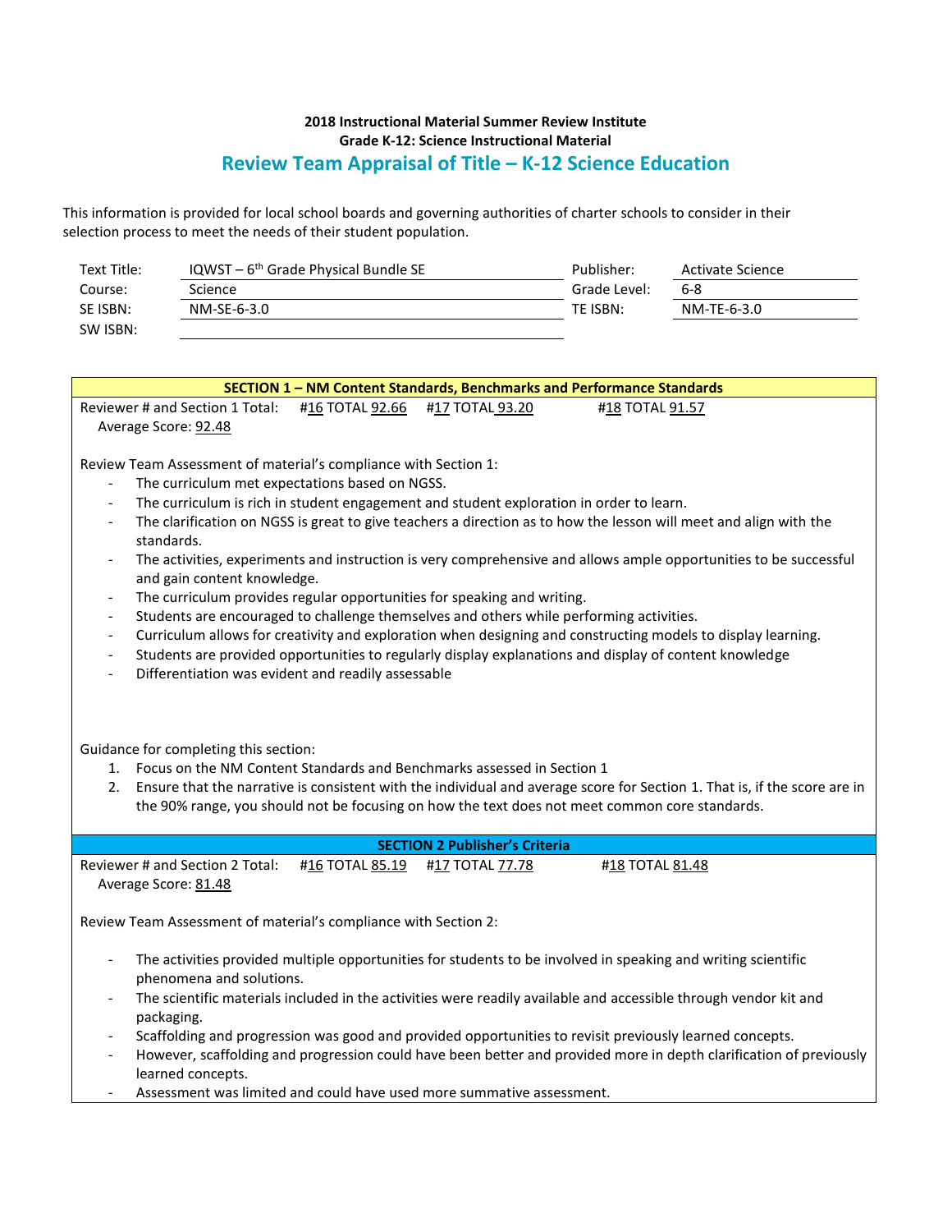**2018 Instructional Material Summer Review Institute**

**Grade K-12: Science Instructional Material**

## Review Team Appraisal of Title – K-12 Science Education

This information is provided for local school boards and governing authorities of charter schools to consider in their selection process to meet the needs of their student population.

| | | | |
|---|---|---|---|
| Text Title: | IQWST – 6th Grade Physical Bundle SE | Publisher: | Activate Science |
| Course: | Science | Grade Level: | 6-8 |
| SE ISBN: | NM-SE-6-3.0 | TE ISBN: | NM-TE-6-3.0 |
| SW ISBN: | | | |

### SECTION 1 – NM Content Standards, Benchmarks and Performance Standards

Reviewer # and Section 1 Total: #16 TOTAL 92.66 #17 TOTAL 93.20 #18 TOTAL 91.57

Average Score: 92.48

Review Team Assessment of material's compliance with Section 1:

- The curriculum met expectations based on NGSS.
- The curriculum is rich in student engagement and student exploration in order to learn.
- The clarification on NGSS is great to give teachers a direction as to how the lesson will meet and align with the standards.
- The activities, experiments and instruction is very comprehensive and allows ample opportunities to be successful and gain content knowledge.
- The curriculum provides regular opportunities for speaking and writing.
- Students are encouraged to challenge themselves and others while performing activities.
- Curriculum allows for creativity and exploration when designing and constructing models to display learning.
- Students are provided opportunities to regularly display explanations and display of content knowledge
- Differentiation was evident and readily assessable

Guidance for completing this section:

1. Focus on the NM Content Standards and Benchmarks assessed in Section 1
2. Ensure that the narrative is consistent with the individual and average score for Section 1. That is, if the score are in the 90% range, you should not be focusing on how the text does not meet common core standards.

### SECTION 2 Publisher's Criteria

Reviewer # and Section 2 Total: #16 TOTAL 85.19 #17 TOTAL 77.78 #18 TOTAL 81.48

Average Score: 81.48

Review Team Assessment of material's compliance with Section 2:

- The activities provided multiple opportunities for students to be involved in speaking and writing scientific phenomena and solutions.
- The scientific materials included in the activities were readily available and accessible through vendor kit and packaging.
- Scaffolding and progression was good and provided opportunities to revisit previously learned concepts.
- However, scaffolding and progression could have been better and provided more in depth clarification of previously learned concepts.
- Assessment was limited and could have used more summative assessment.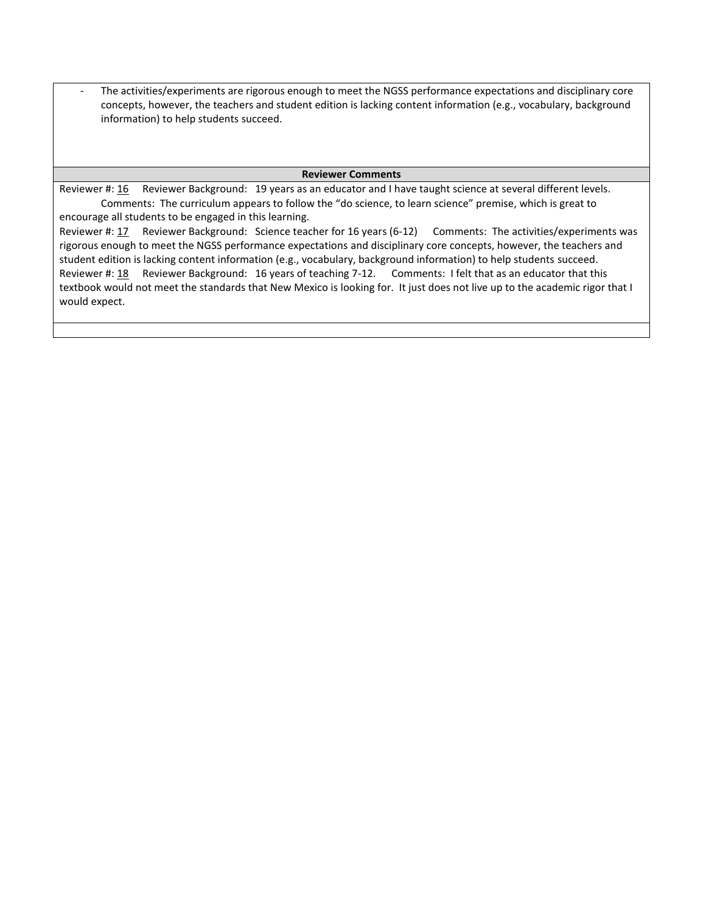- The activities/experiments are rigorous enough to meet the NGSS performance expectations and disciplinary core concepts, however, the teachers and student edition is lacking content information (e.g., vocabulary, background information) to help students succeed.

**Reviewer Comments**

Reviewer #: 16 Reviewer Background: 19 years as an educator and I have taught science at several different levels. Comments: The curriculum appears to follow the "do science, to learn science" premise, which is great to encourage all students to be engaged in this learning.

Reviewer #: 17 Reviewer Background: Science teacher for 16 years (6-12) Comments: The activities/experiments was rigorous enough to meet the NGSS performance expectations and disciplinary core concepts, however, the teachers and student edition is lacking content information (e.g., vocabulary, background information) to help students succeed.

Reviewer #: 18 Reviewer Background: 16 years of teaching 7-12. Comments: I felt that as an educator that this textbook would not meet the standards that New Mexico is looking for. It just does not live up to the academic rigor that I would expect.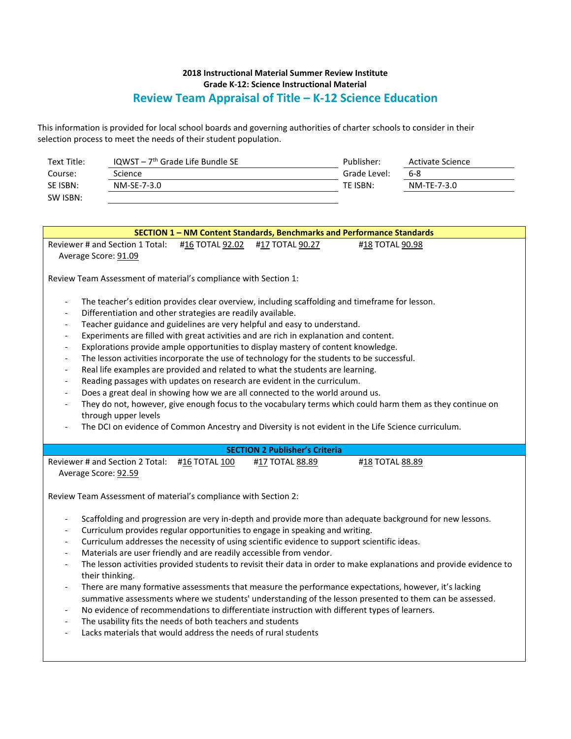**2018 Instructional Material Summer Review Institute**
**Grade K-12: Science Instructional Material**

## Review Team Appraisal of Title – K-12 Science Education

This information is provided for local school boards and governing authorities of charter schools to consider in their selection process to meet the needs of their student population.

| | | | |
|---|---|---|---|
| Text Title: | IQWST – 7th Grade Life Bundle SE | Publisher: | Activate Science |
| Course: | Science | Grade Level: | 6-8 |
| SE ISBN: | NM-SE-7-3.0 | TE ISBN: | NM-TE-7-3.0 |
| SW ISBN: | | | |

### SECTION 1 – NM Content Standards, Benchmarks and Performance Standards

Reviewer # and Section 1 Total: #16 TOTAL 92.02 #17 TOTAL 90.27 #18 TOTAL 90.98
Average Score: 91.09

Review Team Assessment of material's compliance with Section 1:

- The teacher's edition provides clear overview, including scaffolding and timeframe for lesson.
- Differentiation and other strategies are readily available.
- Teacher guidance and guidelines are very helpful and easy to understand.
- Experiments are filled with great activities and are rich in explanation and content.
- Explorations provide ample opportunities to display mastery of content knowledge.
- The lesson activities incorporate the use of technology for the students to be successful.
- Real life examples are provided and related to what the students are learning.
- Reading passages with updates on research are evident in the curriculum.
- Does a great deal in showing how we are all connected to the world around us.
- They do not, however, give enough focus to the vocabulary terms which could harm them as they continue on through upper levels
- The DCI on evidence of Common Ancestry and Diversity is not evident in the Life Science curriculum.

### SECTION 2 Publisher's Criteria

Reviewer # and Section 2 Total: #16 TOTAL 100 #17 TOTAL 88.89 #18 TOTAL 88.89
Average Score: 92.59

Review Team Assessment of material's compliance with Section 2:

- Scaffolding and progression are very in-depth and provide more than adequate background for new lessons.
- Curriculum provides regular opportunities to engage in speaking and writing.
- Curriculum addresses the necessity of using scientific evidence to support scientific ideas.
- Materials are user friendly and are readily accessible from vendor.
- The lesson activities provided students to revisit their data in order to make explanations and provide evidence to their thinking.
- There are many formative assessments that measure the performance expectations, however, it's lacking summative assessments where we students' understanding of the lesson presented to them can be assessed.
- No evidence of recommendations to differentiate instruction with different types of learners.
- The usability fits the needs of both teachers and students
- Lacks materials that would address the needs of rural students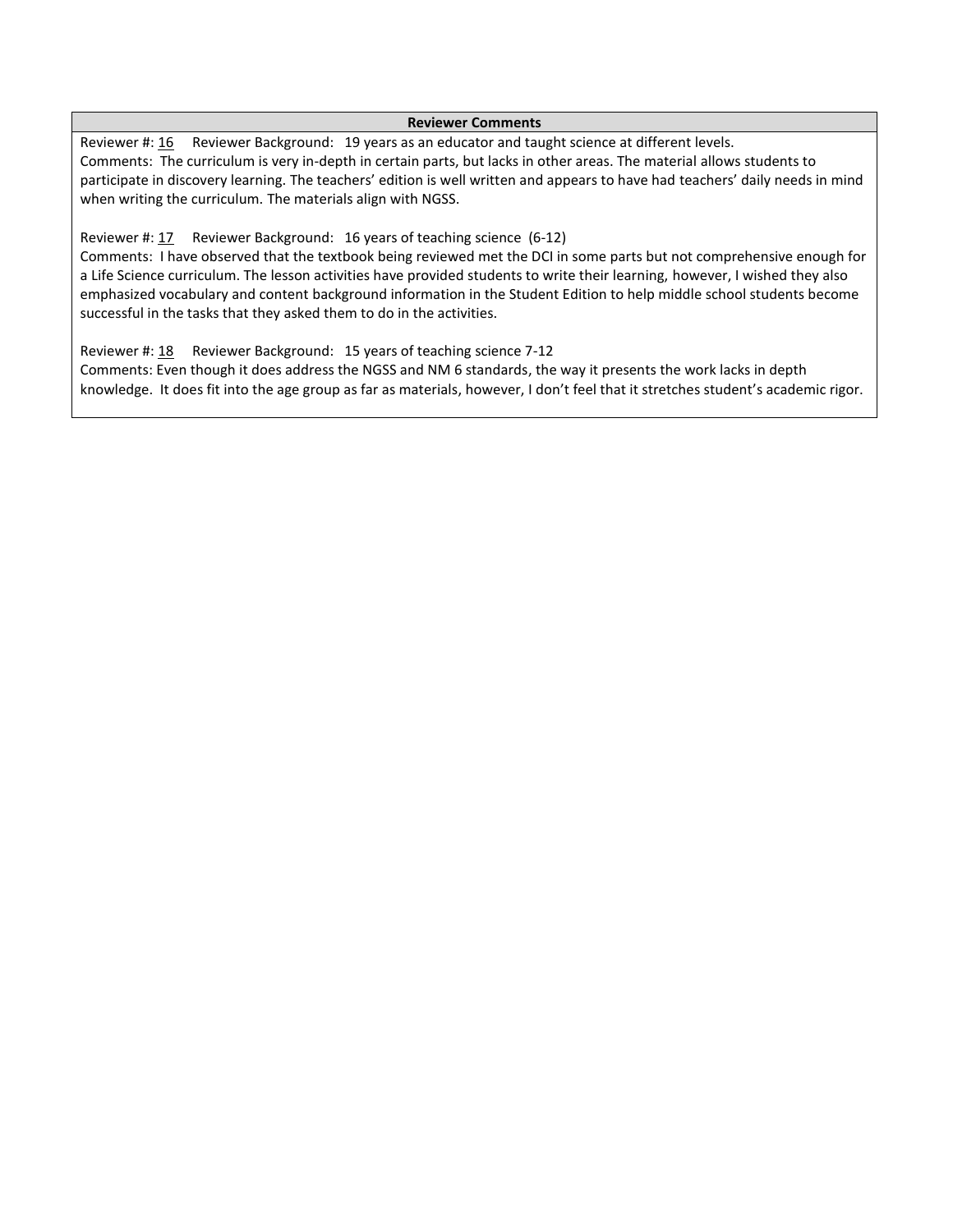**Reviewer Comments**

Reviewer #: 16     Reviewer Background: 19 years as an educator and taught science at different levels.
Comments: The curriculum is very in-depth in certain parts, but lacks in other areas. The material allows students to participate in discovery learning. The teachers' edition is well written and appears to have had teachers' daily needs in mind when writing the curriculum. The materials align with NGSS.

Reviewer #: 17     Reviewer Background: 16 years of teaching science (6-12)
Comments: I have observed that the textbook being reviewed met the DCI in some parts but not comprehensive enough for a Life Science curriculum. The lesson activities have provided students to write their learning, however, I wished they also emphasized vocabulary and content background information in the Student Edition to help middle school students become successful in the tasks that they asked them to do in the activities.

Reviewer #: 18     Reviewer Background: 15 years of teaching science 7-12
Comments: Even though it does address the NGSS and NM 6 standards, the way it presents the work lacks in depth knowledge. It does fit into the age group as far as materials, however, I don't feel that it stretches student's academic rigor.